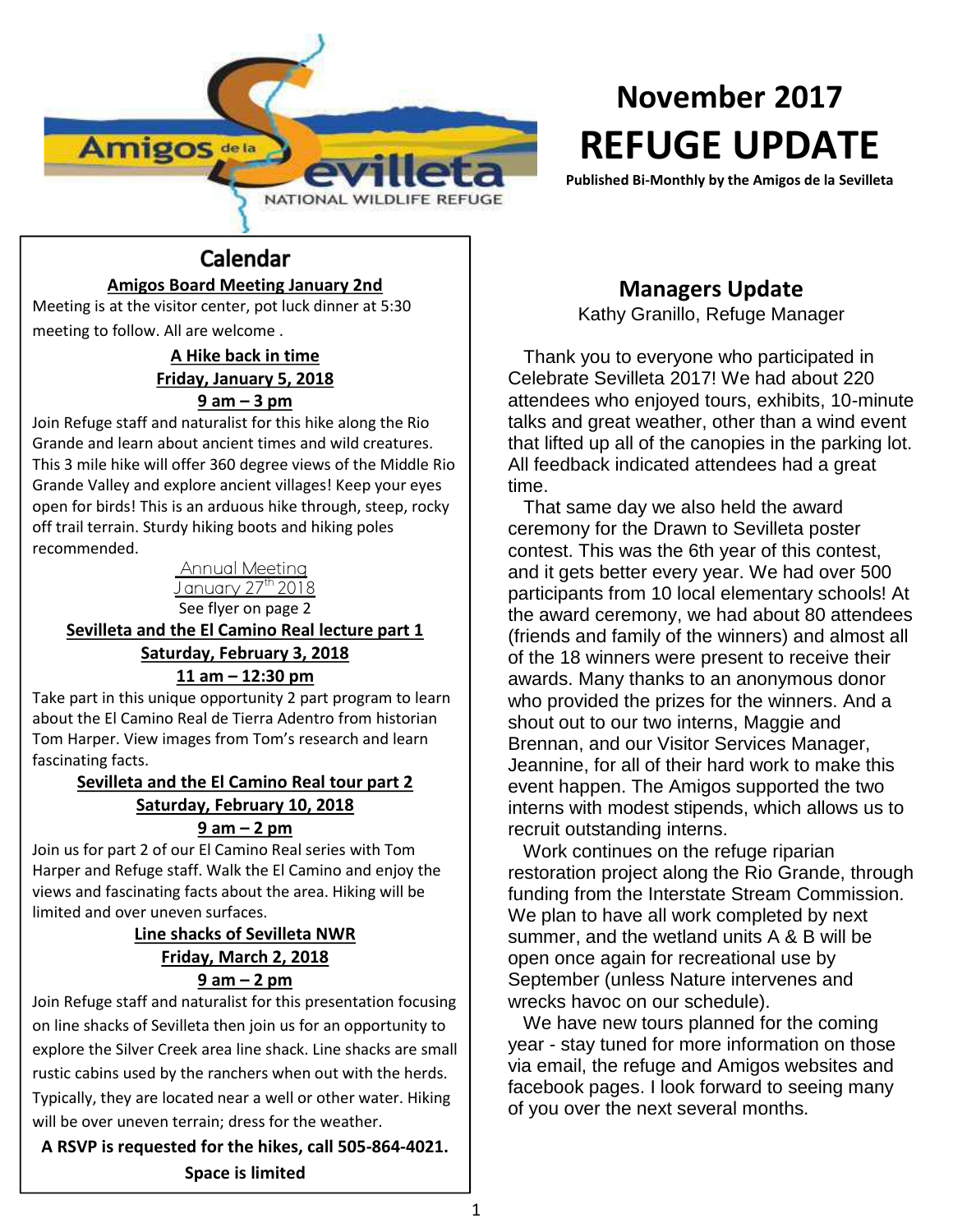# November 2017
# REFUGE UPDATE

**Published Bi-Monthly by the Amigos de la Sevilleta**

## Calendar

**Amigos Board Meeting January 2nd**

Meeting is at the visitor center, pot luck dinner at 5:30 meeting to follow. All are welcome .

**A Hike back in time**
**Friday, January 5, 2018**
**9 am – 3 pm**

Join Refuge staff and naturalist for this hike along the Rio Grande and learn about ancient times and wild creatures. This 3 mile hike will offer 360 degree views of the Middle Rio Grande Valley and explore ancient villages! Keep your eyes open for birds! This is an arduous hike through, steep, rocky off trail terrain. Sturdy hiking boots and hiking poles recommended.

Annual Meeting
January 27th 2018
See flyer on page 2

**Sevilleta and the El Camino Real lecture part 1**
**Saturday, February 3, 2018**
**11 am – 12:30 pm**

Take part in this unique opportunity 2 part program to learn about the El Camino Real de Tierra Adentro from historian Tom Harper. View images from Tom's research and learn fascinating facts.

**Sevilleta and the El Camino Real tour part 2**
**Saturday, February 10, 2018**
**9 am – 2 pm**

Join us for part 2 of our El Camino Real series with Tom Harper and Refuge staff. Walk the El Camino and enjoy the views and fascinating facts about the area. Hiking will be limited and over uneven surfaces.

**Line shacks of Sevilleta NWR**
**Friday, March 2, 2018**
**9 am – 2 pm**

Join Refuge staff and naturalist for this presentation focusing on line shacks of Sevilleta then join us for an opportunity to explore the Silver Creek area line shack. Line shacks are small rustic cabins used by the ranchers when out with the herds. Typically, they are located near a well or other water. Hiking will be over uneven terrain; dress for the weather.

**A RSVP is requested for the hikes, call 505-864-4021. Space is limited**

## Managers Update

Kathy Granillo, Refuge Manager

Thank you to everyone who participated in Celebrate Sevilleta 2017! We had about 220 attendees who enjoyed tours, exhibits, 10-minute talks and great weather, other than a wind event that lifted up all of the canopies in the parking lot. All feedback indicated attendees had a great time.

That same day we also held the award ceremony for the Drawn to Sevilleta poster contest. This was the 6th year of this contest, and it gets better every year. We had over 500 participants from 10 local elementary schools! At the award ceremony, we had about 80 attendees (friends and family of the winners) and almost all of the 18 winners were present to receive their awards. Many thanks to an anonymous donor who provided the prizes for the winners. And a shout out to our two interns, Maggie and Brennan, and our Visitor Services Manager, Jeannine, for all of their hard work to make this event happen. The Amigos supported the two interns with modest stipends, which allows us to recruit outstanding interns.

Work continues on the refuge riparian restoration project along the Rio Grande, through funding from the Interstate Stream Commission. We plan to have all work completed by next summer, and the wetland units A & B will be open once again for recreational use by September (unless Nature intervenes and wrecks havoc on our schedule).

We have new tours planned for the coming year - stay tuned for more information on those via email, the refuge and Amigos websites and facebook pages. I look forward to seeing many of you over the next several months.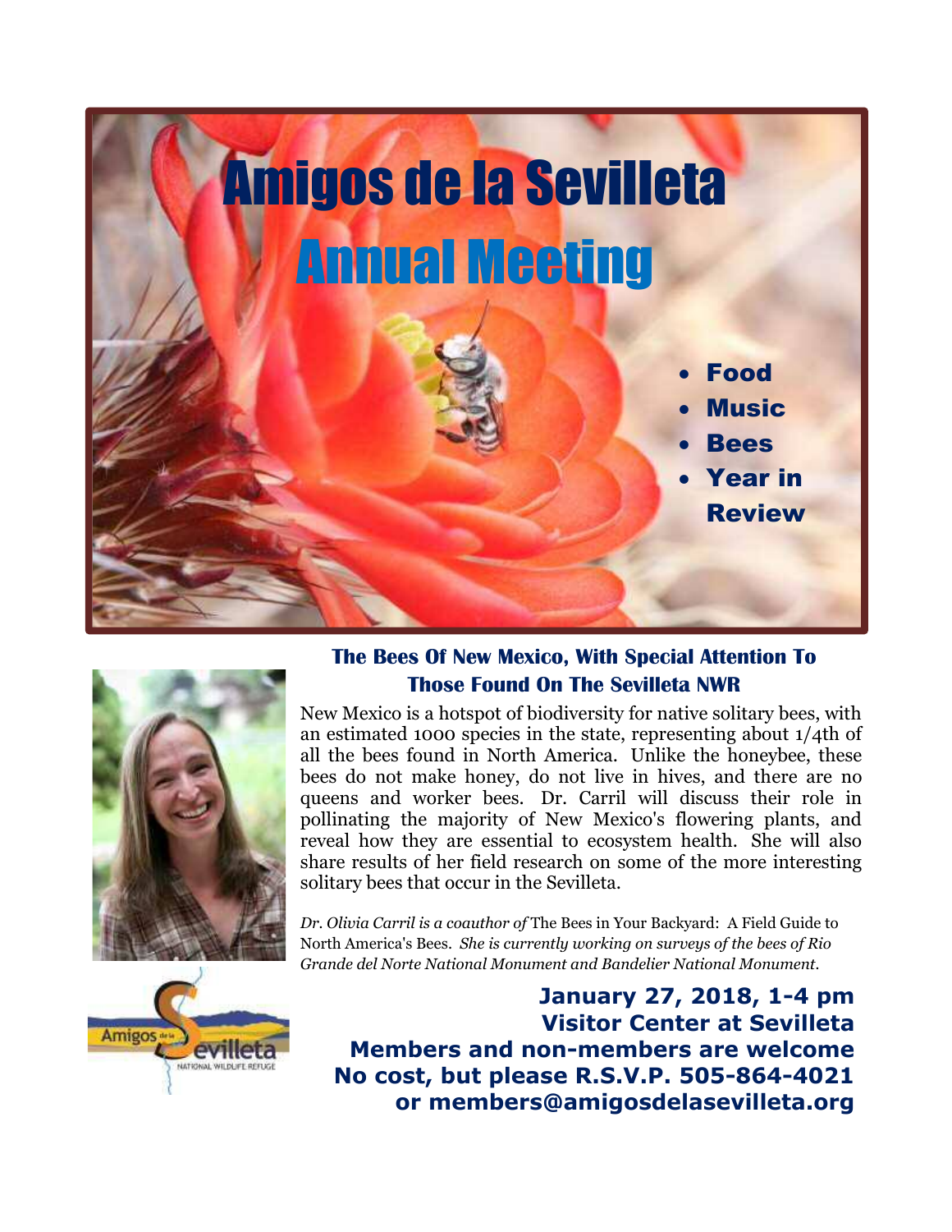# Amigos de la Sevilleta

# Annual Meeting

- **Food**
- **Music**
- **Bees**
- **Year in Review**

### The Bees Of New Mexico, With Special Attention To Those Found On The Sevilleta NWR

New Mexico is a hotspot of biodiversity for native solitary bees, with an estimated 1000 species in the state, representing about 1/4th of all the bees found in North America. Unlike the honeybee, these bees do not make honey, do not live in hives, and there are no queens and worker bees. Dr. Carril will discuss their role in pollinating the majority of New Mexico's flowering plants, and reveal how they are essential to ecosystem health. She will also share results of her field research on some of the more interesting solitary bees that occur in the Sevilleta.

*Dr. Olivia Carril is a coauthor of* The Bees in Your Backyard: A Field Guide to North America's Bees. *She is currently working on surveys of the bees of Rio Grande del Norte National Monument and Bandelier National Monument.*

Amigos de la Sevilleta
NATIONAL WILDLIFE REFUGE

**January 27, 2018, 1-4 pm**
**Visitor Center at Sevilleta**
**Members and non-members are welcome**
**No cost, but please R.S.V.P. 505-864-4021**
**or members@amigosdelasevilleta.org**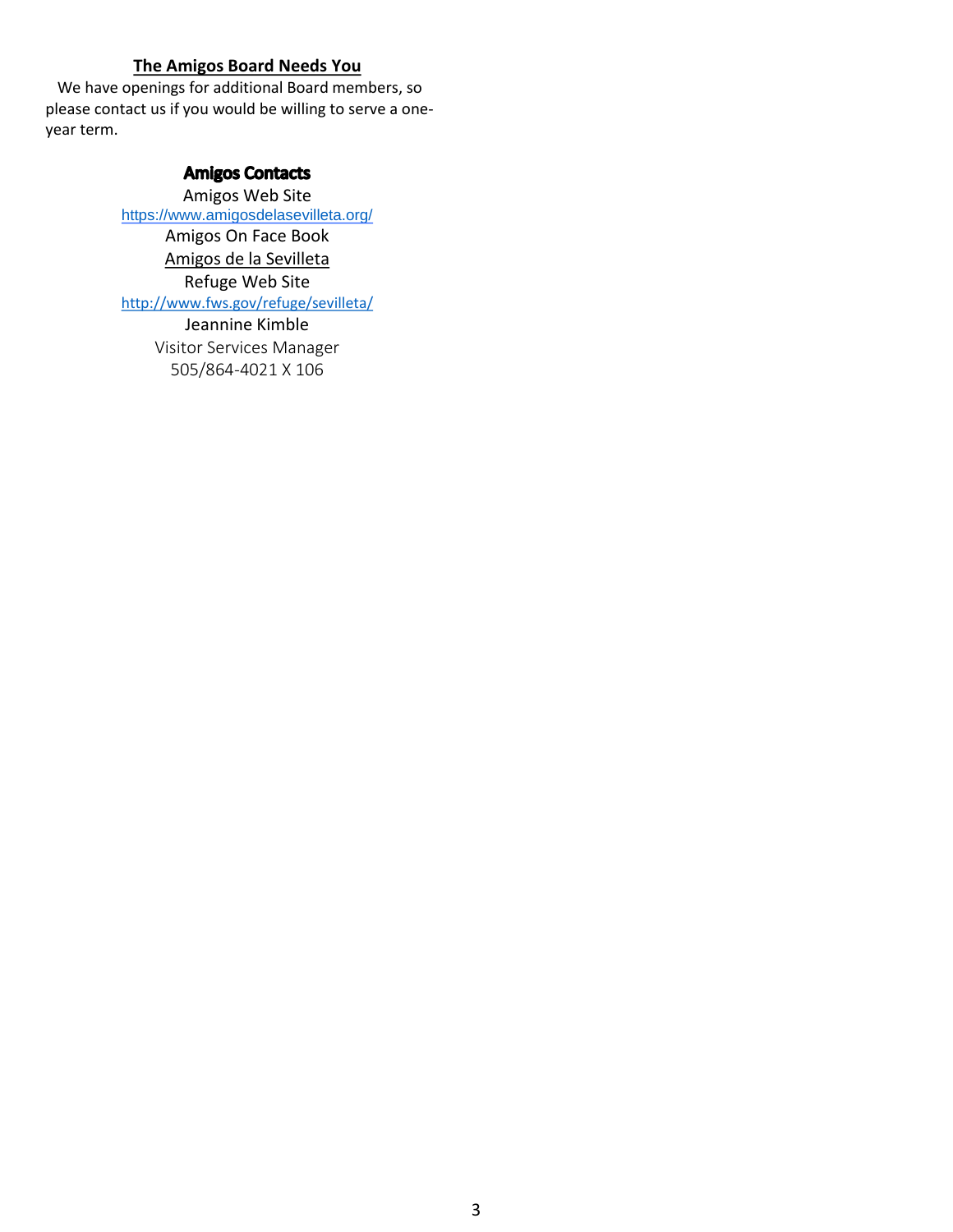## The Amigos Board Needs You

We have openings for additional Board members, so please contact us if you would be willing to serve a one-year term.

## Amigos Contacts

Amigos Web Site

https://www.amigosdelasevilleta.org/

Amigos On Face Book

Amigos de la Sevilleta

Refuge Web Site

http://www.fws.gov/refuge/sevilleta/

Jeannine Kimble

Visitor Services Manager

505/864-4021 X 106